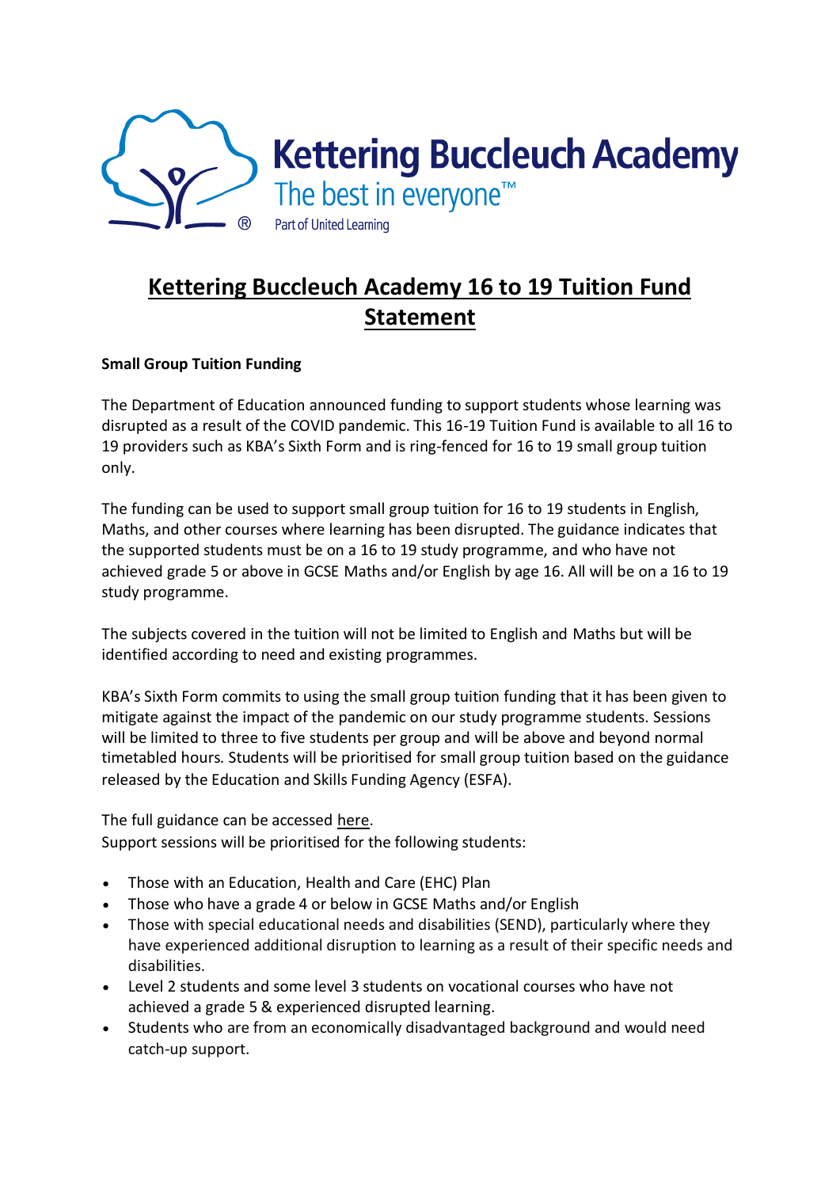Kettering Buccleuch Academy
The best in everyone™
Part of United Learning

# Kettering Buccleuch Academy 16 to 19 Tuition Fund Statement

**Small Group Tuition Funding**

The Department of Education announced funding to support students whose learning was disrupted as a result of the COVID pandemic. This 16-19 Tuition Fund is available to all 16 to 19 providers such as KBA's Sixth Form and is ring-fenced for 16 to 19 small group tuition only.

The funding can be used to support small group tuition for 16 to 19 students in English, Maths, and other courses where learning has been disrupted. The guidance indicates that the supported students must be on a 16 to 19 study programme, and who have not achieved grade 5 or above in GCSE Maths and/or English by age 16. All will be on a 16 to 19 study programme.

The subjects covered in the tuition will not be limited to English and Maths but will be identified according to need and existing programmes.

KBA's Sixth Form commits to using the small group tuition funding that it has been given to mitigate against the impact of the pandemic on our study programme students. Sessions will be limited to three to five students per group and will be above and beyond normal timetabled hours. Students will be prioritised for small group tuition based on the guidance released by the Education and Skills Funding Agency (ESFA).

The full guidance can be accessed here.
Support sessions will be prioritised for the following students:

- Those with an Education, Health and Care (EHC) Plan
- Those who have a grade 4 or below in GCSE Maths and/or English
- Those with special educational needs and disabilities (SEND), particularly where they have experienced additional disruption to learning as a result of their specific needs and disabilities.
- Level 2 students and some level 3 students on vocational courses who have not achieved a grade 5 & experienced disrupted learning.
- Students who are from an economically disadvantaged background and would need catch-up support.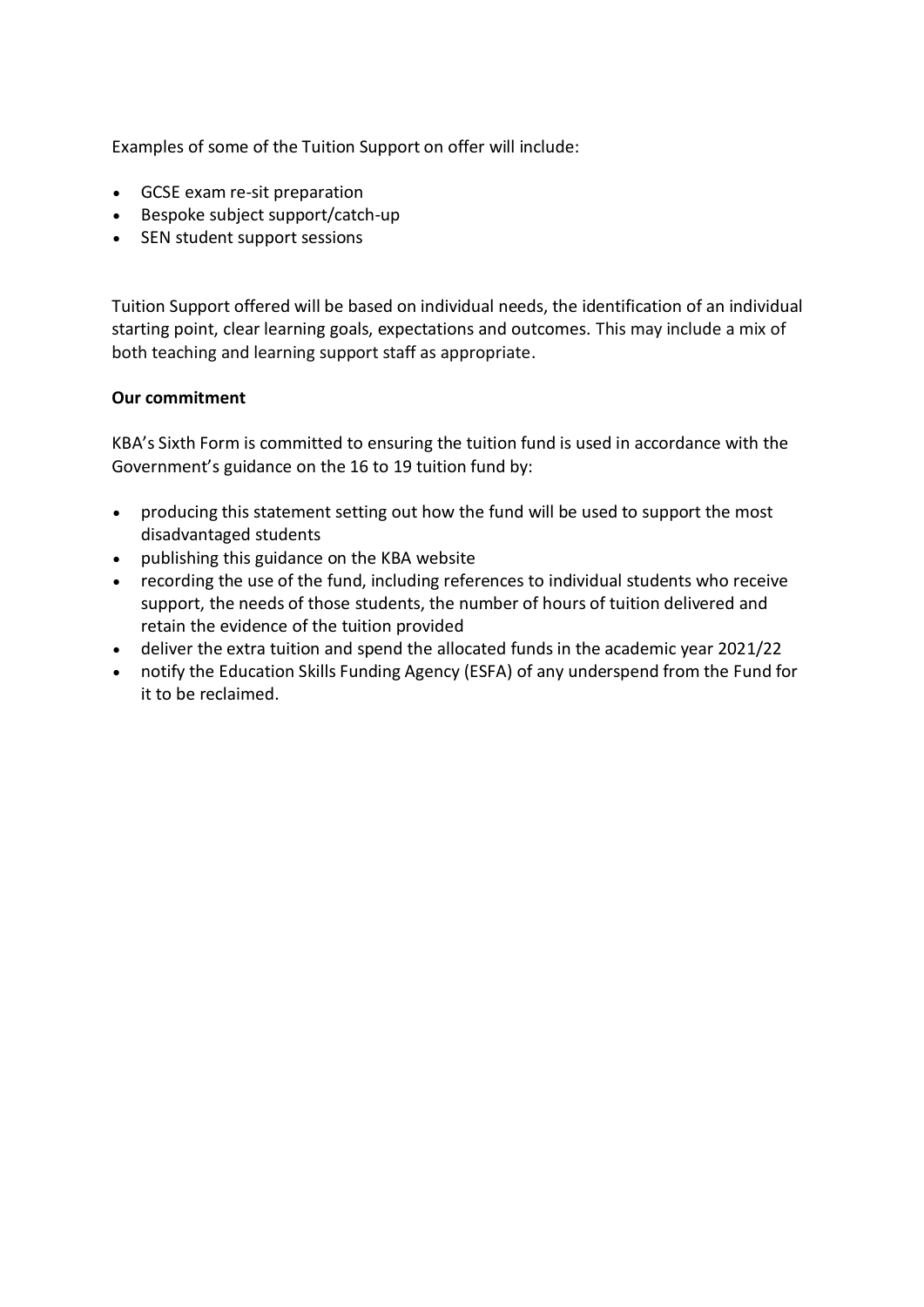Examples of some of the Tuition Support on offer will include:

- GCSE exam re-sit preparation
- Bespoke subject support/catch-up
- SEN student support sessions

Tuition Support offered will be based on individual needs, the identification of an individual starting point, clear learning goals, expectations and outcomes. This may include a mix of both teaching and learning support staff as appropriate.

**Our commitment**

KBA's Sixth Form is committed to ensuring the tuition fund is used in accordance with the Government's guidance on the 16 to 19 tuition fund by:

- producing this statement setting out how the fund will be used to support the most disadvantaged students
- publishing this guidance on the KBA website
- recording the use of the fund, including references to individual students who receive support, the needs of those students, the number of hours of tuition delivered and retain the evidence of the tuition provided
- deliver the extra tuition and spend the allocated funds in the academic year 2021/22
- notify the Education Skills Funding Agency (ESFA) of any underspend from the Fund for it to be reclaimed.